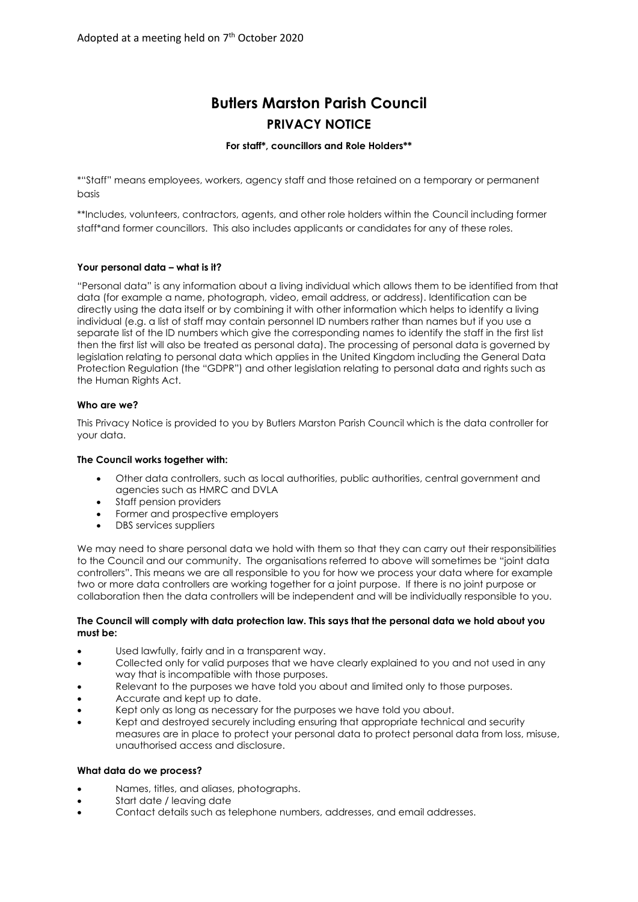Adopted at a meeting held on 7th October 2020

# Butlers Marston Parish Council

## PRIVACY NOTICE

**For staff*, councillors and Role Holders****

*"Staff" means employees, workers, agency staff and those retained on a temporary or permanent basis

**Includes, volunteers, contractors, agents, and other role holders within the Council including former staff*and former councillors. This also includes applicants or candidates for any of these roles.

**Your personal data – what is it?**

"Personal data" is any information about a living individual which allows them to be identified from that data (for example a name, photograph, video, email address, or address). Identification can be directly using the data itself or by combining it with other information which helps to identify a living individual (e.g. a list of staff may contain personnel ID numbers rather than names but if you use a separate list of the ID numbers which give the corresponding names to identify the staff in the first list then the first list will also be treated as personal data). The processing of personal data is governed by legislation relating to personal data which applies in the United Kingdom including the General Data Protection Regulation (the "GDPR") and other legislation relating to personal data and rights such as the Human Rights Act.

**Who are we?**

This Privacy Notice is provided to you by Butlers Marston Parish Council which is the data controller for your data.

**The Council works together with:**

- Other data controllers, such as local authorities, public authorities, central government and agencies such as HMRC and DVLA
- Staff pension providers
- Former and prospective employers
- DBS services suppliers

We may need to share personal data we hold with them so that they can carry out their responsibilities to the Council and our community. The organisations referred to above will sometimes be "joint data controllers". This means we are all responsible to you for how we process your data where for example two or more data controllers are working together for a joint purpose. If there is no joint purpose or collaboration then the data controllers will be independent and will be individually responsible to you.

**The Council will comply with data protection law. This says that the personal data we hold about you must be:**

- Used lawfully, fairly and in a transparent way.
- Collected only for valid purposes that we have clearly explained to you and not used in any way that is incompatible with those purposes.
- Relevant to the purposes we have told you about and limited only to those purposes.
- Accurate and kept up to date.
- Kept only as long as necessary for the purposes we have told you about.
- Kept and destroyed securely including ensuring that appropriate technical and security measures are in place to protect your personal data to protect personal data from loss, misuse, unauthorised access and disclosure.

**What data do we process?**

- Names, titles, and aliases, photographs.
- Start date / leaving date
- Contact details such as telephone numbers, addresses, and email addresses.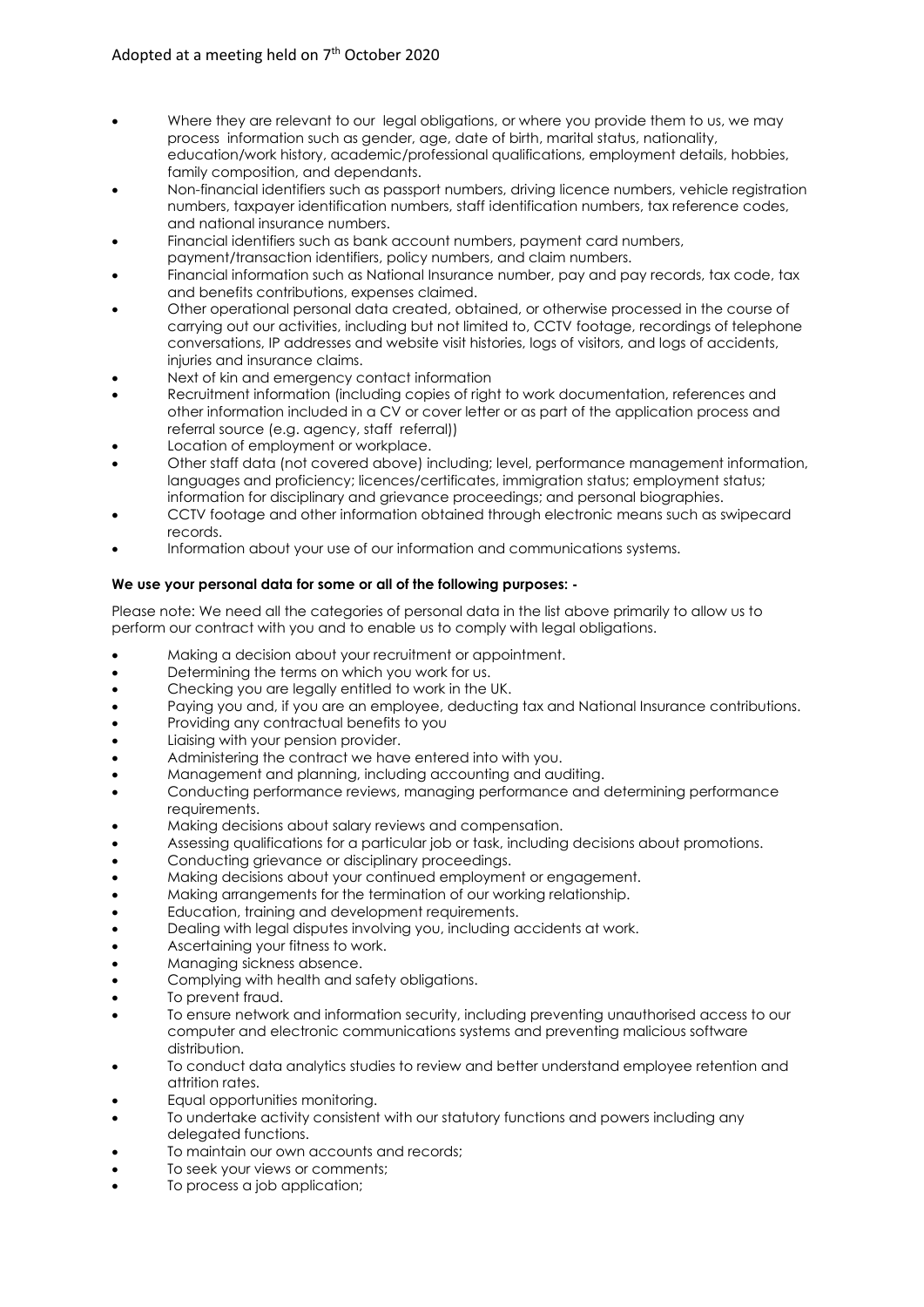- Where they are relevant to our legal obligations, or where you provide them to us, we may process information such as gender, age, date of birth, marital status, nationality, education/work history, academic/professional qualifications, employment details, hobbies, family composition, and dependants.
- Non-financial identifiers such as passport numbers, driving licence numbers, vehicle registration numbers, taxpayer identification numbers, staff identification numbers, tax reference codes, and national insurance numbers.
- Financial identifiers such as bank account numbers, payment card numbers, payment/transaction identifiers, policy numbers, and claim numbers.
- Financial information such as National Insurance number, pay and pay records, tax code, tax and benefits contributions, expenses claimed.
- Other operational personal data created, obtained, or otherwise processed in the course of carrying out our activities, including but not limited to, CCTV footage, recordings of telephone conversations, IP addresses and website visit histories, logs of visitors, and logs of accidents, injuries and insurance claims.
- Next of kin and emergency contact information
- Recruitment information (including copies of right to work documentation, references and other information included in a CV or cover letter or as part of the application process and referral source (e.g. agency, staff referral))
- Location of employment or workplace.
- Other staff data (not covered above) including; level, performance management information, languages and proficiency; licences/certificates, immigration status; employment status; information for disciplinary and grievance proceedings; and personal biographies.
- CCTV footage and other information obtained through electronic means such as swipecard records.
- Information about your use of our information and communications systems.

**We use your personal data for some or all of the following purposes: -**

Please note: We need all the categories of personal data in the list above primarily to allow us to perform our contract with you and to enable us to comply with legal obligations.

- Making a decision about your recruitment or appointment.
- Determining the terms on which you work for us.
- Checking you are legally entitled to work in the UK.
- Paying you and, if you are an employee, deducting tax and National Insurance contributions.
- Providing any contractual benefits to you
- Liaising with your pension provider.
- Administering the contract we have entered into with you.
- Management and planning, including accounting and auditing.
- Conducting performance reviews, managing performance and determining performance requirements.
- Making decisions about salary reviews and compensation.
- Assessing qualifications for a particular job or task, including decisions about promotions.
- Conducting grievance or disciplinary proceedings.
- Making decisions about your continued employment or engagement.
- Making arrangements for the termination of our working relationship.
- Education, training and development requirements.
- Dealing with legal disputes involving you, including accidents at work.
- Ascertaining your fitness to work.
- Managing sickness absence.
- Complying with health and safety obligations.
- To prevent fraud.
- To ensure network and information security, including preventing unauthorised access to our computer and electronic communications systems and preventing malicious software distribution.
- To conduct data analytics studies to review and better understand employee retention and attrition rates.
- Equal opportunities monitoring.
- To undertake activity consistent with our statutory functions and powers including any delegated functions.
- To maintain our own accounts and records;
- To seek your views or comments;
- To process a job application;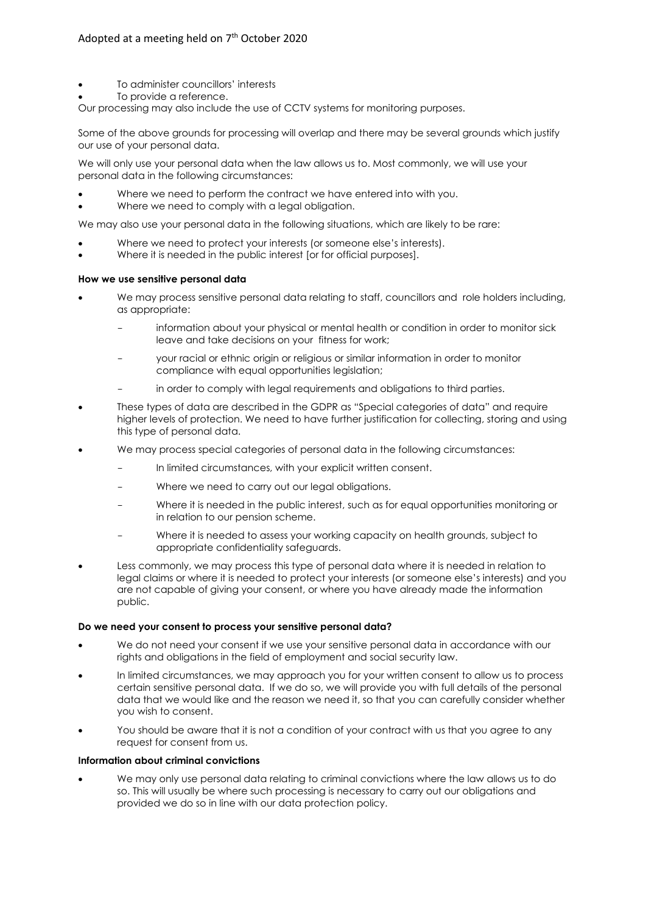- To administer councillors' interests
- To provide a reference.

Our processing may also include the use of CCTV systems for monitoring purposes.

Some of the above grounds for processing will overlap and there may be several grounds which justify our use of your personal data.

We will only use your personal data when the law allows us to. Most commonly, we will use your personal data in the following circumstances:

- Where we need to perform the contract we have entered into with you.
- Where we need to comply with a legal obligation.

We may also use your personal data in the following situations, which are likely to be rare:

- Where we need to protect your interests (or someone else's interests).
- Where it is needed in the public interest [or for official purposes].

**How we use sensitive personal data**

- We may process sensitive personal data relating to staff, councillors and role holders including, as appropriate:
  - information about your physical or mental health or condition in order to monitor sick leave and take decisions on your fitness for work;
  - your racial or ethnic origin or religious or similar information in order to monitor compliance with equal opportunities legislation;
  - in order to comply with legal requirements and obligations to third parties.
- These types of data are described in the GDPR as "Special categories of data" and require higher levels of protection. We need to have further justification for collecting, storing and using this type of personal data.
- We may process special categories of personal data in the following circumstances:
  - In limited circumstances, with your explicit written consent.
  - Where we need to carry out our legal obligations.
  - Where it is needed in the public interest, such as for equal opportunities monitoring or in relation to our pension scheme.
  - Where it is needed to assess your working capacity on health grounds, subject to appropriate confidentiality safeguards.
- Less commonly, we may process this type of personal data where it is needed in relation to legal claims or where it is needed to protect your interests (or someone else's interests) and you are not capable of giving your consent, or where you have already made the information public.

**Do we need your consent to process your sensitive personal data?**

- We do not need your consent if we use your sensitive personal data in accordance with our rights and obligations in the field of employment and social security law.
- In limited circumstances, we may approach you for your written consent to allow us to process certain sensitive personal data. If we do so, we will provide you with full details of the personal data that we would like and the reason we need it, so that you can carefully consider whether you wish to consent.
- You should be aware that it is not a condition of your contract with us that you agree to any request for consent from us.

**Information about criminal convictions**

- We may only use personal data relating to criminal convictions where the law allows us to do so. This will usually be where such processing is necessary to carry out our obligations and provided we do so in line with our data protection policy.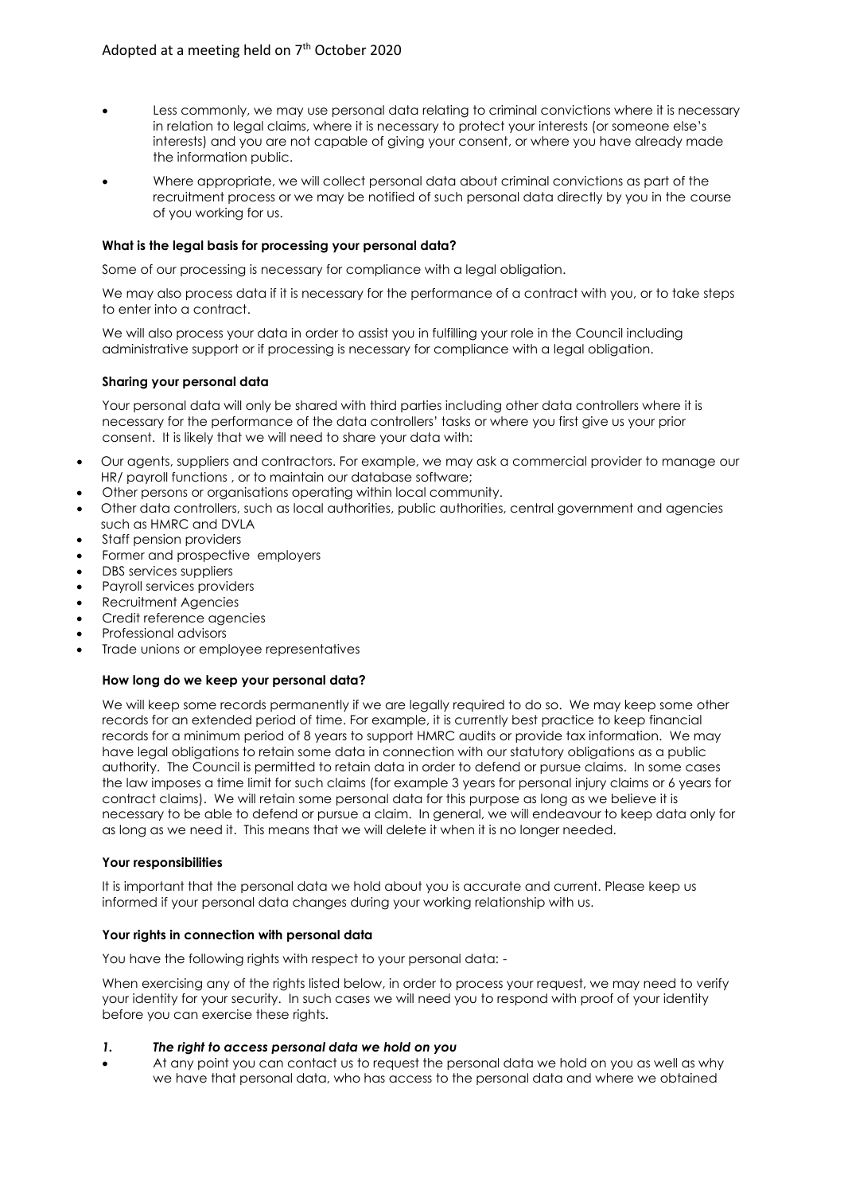- Less commonly, we may use personal data relating to criminal convictions where it is necessary in relation to legal claims, where it is necessary to protect your interests (or someone else's interests) and you are not capable of giving your consent, or where you have already made the information public.
- Where appropriate, we will collect personal data about criminal convictions as part of the recruitment process or we may be notified of such personal data directly by you in the course of you working for us.

**What is the legal basis for processing your personal data?**

Some of our processing is necessary for compliance with a legal obligation.

We may also process data if it is necessary for the performance of a contract with you, or to take steps to enter into a contract.

We will also process your data in order to assist you in fulfilling your role in the Council including administrative support or if processing is necessary for compliance with a legal obligation.

**Sharing your personal data**

Your personal data will only be shared with third parties including other data controllers where it is necessary for the performance of the data controllers' tasks or where you first give us your prior consent. It is likely that we will need to share your data with:

- Our agents, suppliers and contractors. For example, we may ask a commercial provider to manage our HR/ payroll functions , or to maintain our database software;
- Other persons or organisations operating within local community.
- Other data controllers, such as local authorities, public authorities, central government and agencies such as HMRC and DVLA
- Staff pension providers
- Former and prospective employers
- DBS services suppliers
- Payroll services providers
- Recruitment Agencies
- Credit reference agencies
- Professional advisors
- Trade unions or employee representatives

**How long do we keep your personal data?**

We will keep some records permanently if we are legally required to do so. We may keep some other records for an extended period of time. For example, it is currently best practice to keep financial records for a minimum period of 8 years to support HMRC audits or provide tax information. We may have legal obligations to retain some data in connection with our statutory obligations as a public authority. The Council is permitted to retain data in order to defend or pursue claims. In some cases the law imposes a time limit for such claims (for example 3 years for personal injury claims or 6 years for contract claims). We will retain some personal data for this purpose as long as we believe it is necessary to be able to defend or pursue a claim. In general, we will endeavour to keep data only for as long as we need it. This means that we will delete it when it is no longer needed.

**Your responsibilities**

It is important that the personal data we hold about you is accurate and current. Please keep us informed if your personal data changes during your working relationship with us.

**Your rights in connection with personal data**

You have the following rights with respect to your personal data: -

When exercising any of the rights listed below, in order to process your request, we may need to verify your identity for your security. In such cases we will need you to respond with proof of your identity before you can exercise these rights.

***1. The right to access personal data we hold on you***

- At any point you can contact us to request the personal data we hold on you as well as why we have that personal data, who has access to the personal data and where we obtained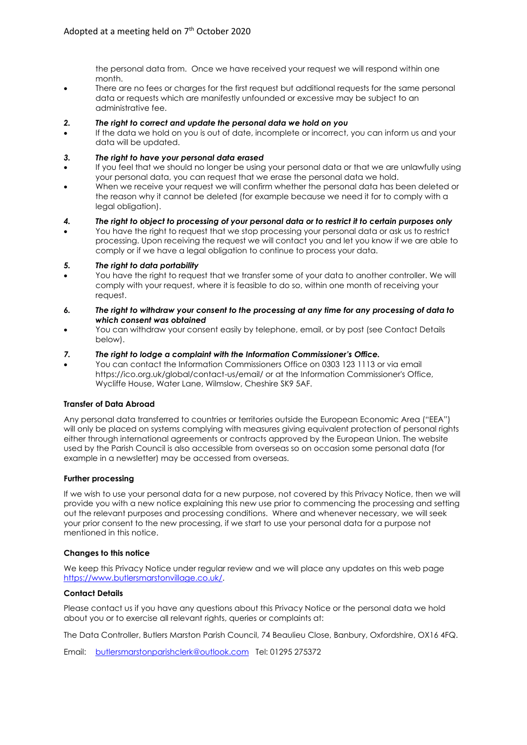the personal data from. Once we have received your request we will respond within one month.

- There are no fees or charges for the first request but additional requests for the same personal data or requests which are manifestly unfounded or excessive may be subject to an administrative fee.

*2.* ***The right to correct and update the personal data we hold on you***

- If the data we hold on you is out of date, incomplete or incorrect, you can inform us and your data will be updated.

*3.* ***The right to have your personal data erased***

- If you feel that we should no longer be using your personal data or that we are unlawfully using your personal data, you can request that we erase the personal data we hold.
- When we receive your request we will confirm whether the personal data has been deleted or the reason why it cannot be deleted (for example because we need it for to comply with a legal obligation).

*4.* ***The right to object to processing of your personal data or to restrict it to certain purposes only***

- You have the right to request that we stop processing your personal data or ask us to restrict processing. Upon receiving the request we will contact you and let you know if we are able to comply or if we have a legal obligation to continue to process your data.

*5.* ***The right to data portability***

- You have the right to request that we transfer some of your data to another controller. We will comply with your request, where it is feasible to do so, within one month of receiving your request.

*6.* ***The right to withdraw your consent to the processing at any time for any processing of data to which consent was obtained***

- You can withdraw your consent easily by telephone, email, or by post (see Contact Details below).

*7.* ***The right to lodge a complaint with the Information Commissioner's Office.***

- You can contact the Information Commissioners Office on 0303 123 1113 or via email https://ico.org.uk/global/contact-us/email/ or at the Information Commissioner's Office, Wycliffe House, Water Lane, Wilmslow, Cheshire SK9 5AF.

**Transfer of Data Abroad**

Any personal data transferred to countries or territories outside the European Economic Area ("EEA") will only be placed on systems complying with measures giving equivalent protection of personal rights either through international agreements or contracts approved by the European Union. The website used by the Parish Council is also accessible from overseas so on occasion some personal data (for example in a newsletter) may be accessed from overseas.

**Further processing**

If we wish to use your personal data for a new purpose, not covered by this Privacy Notice, then we will provide you with a new notice explaining this new use prior to commencing the processing and setting out the relevant purposes and processing conditions. Where and whenever necessary, we will seek your prior consent to the new processing, if we start to use your personal data for a purpose not mentioned in this notice.

**Changes to this notice**

We keep this Privacy Notice under regular review and we will place any updates on this web page https://www.butlersmarstonvillage.co.uk/.

**Contact Details**

Please contact us if you have any questions about this Privacy Notice or the personal data we hold about you or to exercise all relevant rights, queries or complaints at:

The Data Controller, Butlers Marston Parish Council, 74 Beaulieu Close, Banbury, Oxfordshire, OX16 4FQ.

Email: butlersmarstonparishclerk@outlook.com Tel: 01295 275372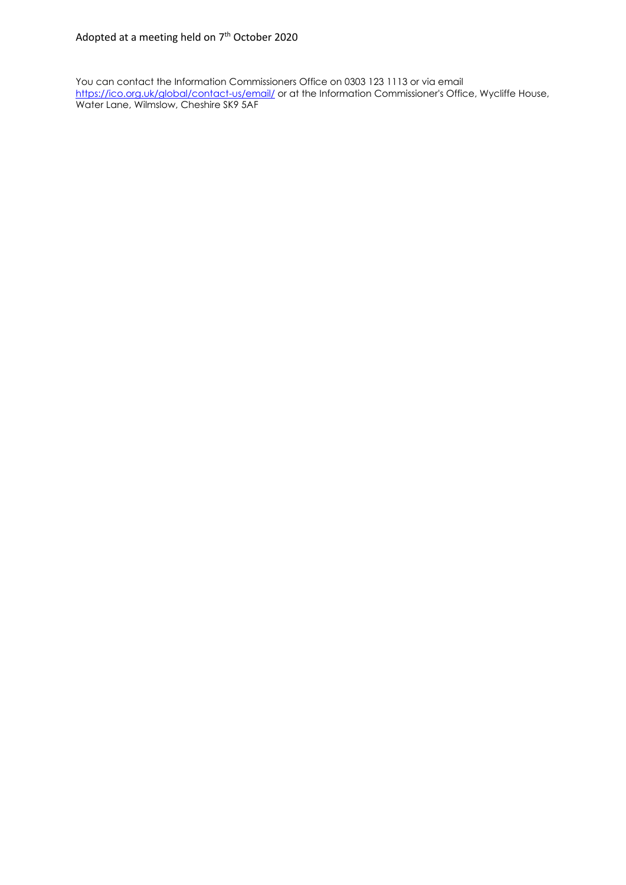You can contact the Information Commissioners Office on 0303 123 1113 or via email https://ico.org.uk/global/contact-us/email/ or at the Information Commissioner's Office, Wycliffe House, Water Lane, Wilmslow, Cheshire SK9 5AF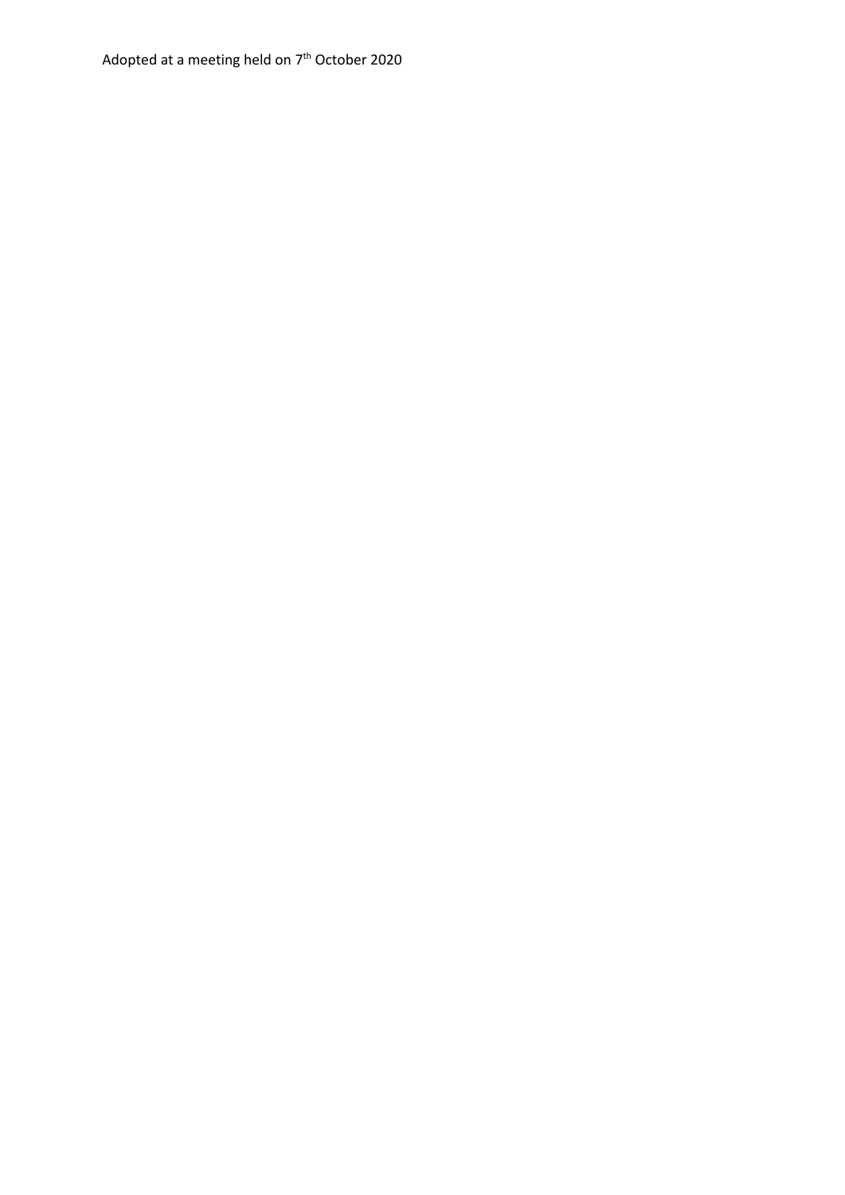Adopted at a meeting held on 7th October 2020